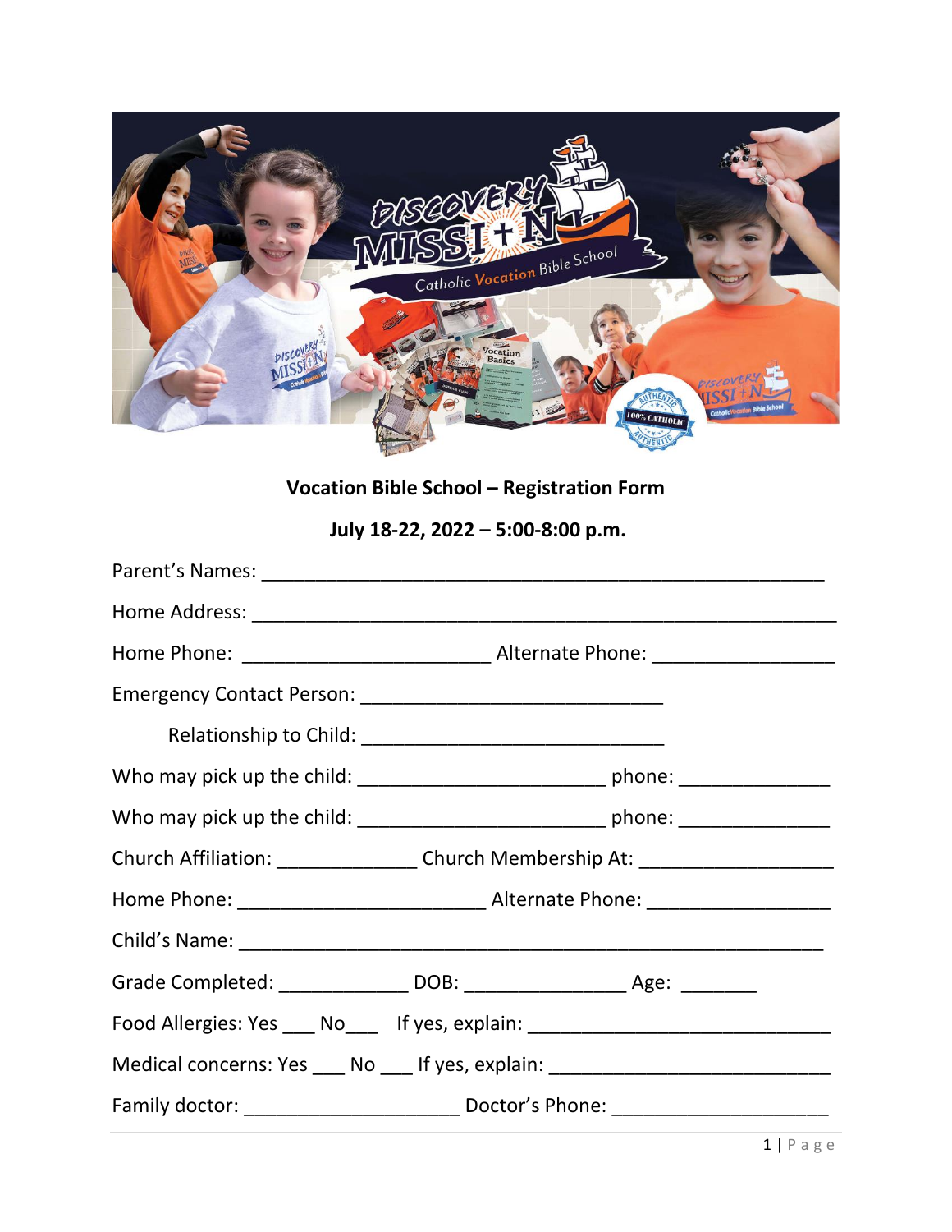**Vocation Bible School – Registration Form**

**July 18-22, 2022 – 5:00-8:00 p.m.**

Parent's Names: ______________________________________________________

Home Address: _______________________________________________________

Home Phone: _______________________ Alternate Phone: _________________

Emergency Contact Person: ____________________________

Relationship to Child: ____________________________

Who may pick up the child: _______________________ phone: ______________

Who may pick up the child: _______________________ phone: ______________

Church Affiliation: _____________ Church Membership At: __________________

Home Phone: _______________________ Alternate Phone: _________________

Child's Name: _______________________________________________________

Grade Completed: ____________ DOB: ______________ Age: _______

Food Allergies: Yes ___ No___ If yes, explain: ____________________________

Medical concerns: Yes ___ No ___ If yes, explain: __________________________

Family doctor: ____________________ Doctor's Phone: ____________________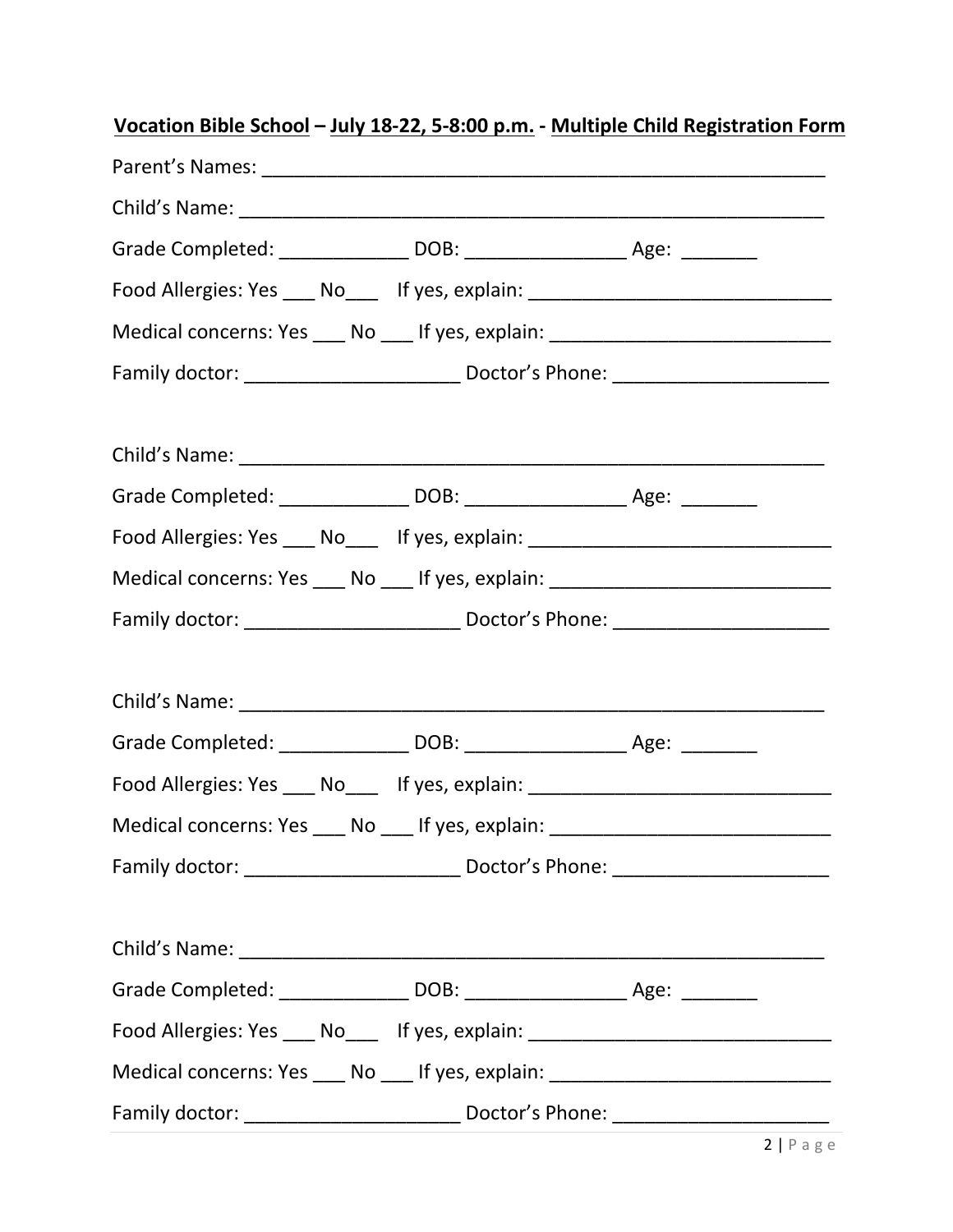**<u>Vocation Bible School</u> – <u>July 18-22, 5-8:00 p.m.</u> - <u>Multiple Child Registration Form</u>**

Parent's Names: _______________________________________________________

Child's Name: ________________________________________________________

Grade Completed: ____________ DOB: _______________ Age: _______

Food Allergies: Yes ___ No___ If yes, explain: ____________________________

Medical concerns: Yes ___ No ___ If yes, explain: __________________________

Family doctor: ____________________ Doctor's Phone: ____________________

Child's Name: ________________________________________________________

Grade Completed: ____________ DOB: _______________ Age: _______

Food Allergies: Yes ___ No___ If yes, explain: ____________________________

Medical concerns: Yes ___ No ___ If yes, explain: __________________________

Family doctor: ____________________ Doctor's Phone: ____________________

Child's Name: ________________________________________________________

Grade Completed: ____________ DOB: _______________ Age: _______

Food Allergies: Yes ___ No___ If yes, explain: ____________________________

Medical concerns: Yes ___ No ___ If yes, explain: __________________________

Family doctor: ____________________ Doctor's Phone: ____________________

Child's Name: ________________________________________________________

Grade Completed: ____________ DOB: _______________ Age: _______

Food Allergies: Yes ___ No___ If yes, explain: ____________________________

Medical concerns: Yes ___ No ___ If yes, explain: __________________________

Family doctor: ____________________ Doctor's Phone: ____________________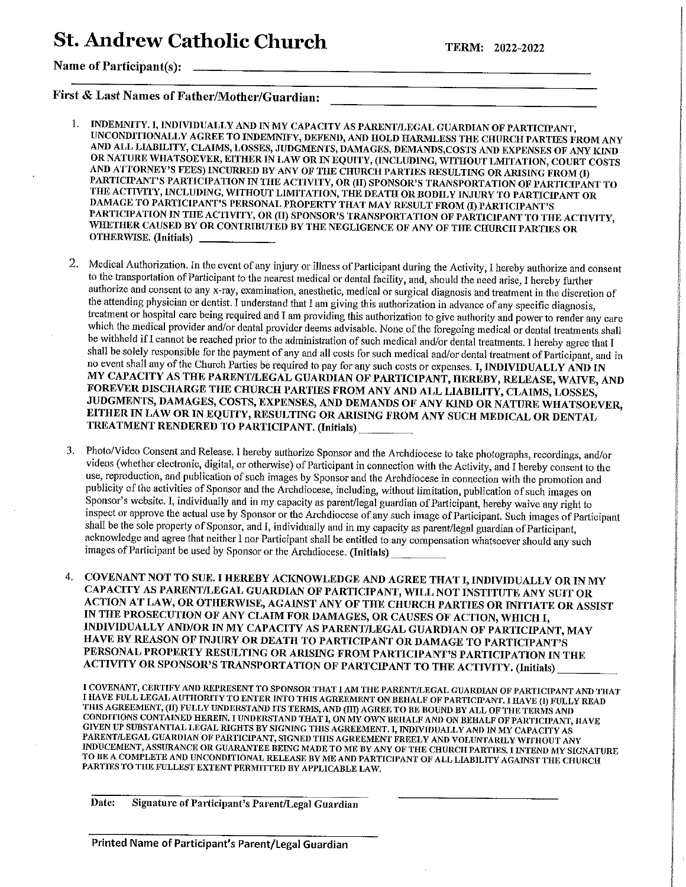# St. Andrew Catholic Church

**TERM: 2022-2022**

**Name of Participant(s):** ______________________________________________

**First & Last Names of Father/Mother/Guardian:** ______________________________

1. **INDEMNITY. I, INDIVIDUALLY AND IN MY CAPACITY AS PARENT/LEGAL GUARDIAN OF PARTICIPANT, UNCONDITIONALLY AGREE TO INDEMNIFY, DEFEND, AND HOLD HARMLESS THE CHURCH PARTIES FROM ANY AND ALL LIABILITY, CLAIMS, LOSSES, JUDGMENTS, DAMAGES, DEMANDS,COSTS AND EXPENSES OF ANY KIND OR NATURE WHATSOEVER, EITHER IN LAW OR IN EQUITY, (INCLUDING, WITHOUT LMITATION, COURT COSTS AND ATTORNEY'S FEES) INCURRED BY ANY OF THE CHURCH PARTIES RESULTING OR ARISING FROM (I) PARTICIPANT'S PARTICIPATION IN THE ACTIVITY, OR (II) SPONSOR'S TRANSPORTATION OF PARTICIPANT TO THE ACTIVITY, INCLUDING, WITHOUT LIMITATION, THE DEATH OR BODILY INJURY TO PARTICIPANT OR DAMAGE TO PARTICIPANT'S PERSONAL PROPERTY THAT MAY RESULT FROM (I) PARTICIPANT'S PARTICIPATION IN THE ACTIVITY, OR (II) SPONSOR'S TRANSPORTATION OF PARTICIPANT TO THE ACTIVITY, WHETHER CAUSED BY OR CONTRIBUTED BY THE NEGLIGENCE OF ANY OF THE CHURCH PARTIES OR OTHERWISE. (Initials)** __________

2. Medical Authorization. In the event of any injury or illness of Participant during the Activity, I hereby authorize and consent to the transportation of Participant to the nearest medical or dental facility, and, should the need arise, I hereby further authorize and consent to any x-ray, examination, anesthetic, medical or surgical diagnosis and treatment in the discretion of the attending physician or dentist. I understand that I am giving this authorization in advance of any specific diagnosis, treatment or hospital care being required and I am providing this authorization to give authority and power to render any care which the medical provider and/or dental provider deems advisable. None of the foregoing medical or dental treatments shall be withheld if I cannot be reached prior to the administration of such medical and/or dental treatments. I hereby agree that I shall be solely responsible for the payment of any and all costs for such medical and/or dental treatment of Participant, and in no event shall any of the Church Parties be required to pay for any such costs or expenses. **I, INDIVIDUALLY AND IN MY CAPACITY AS THE PARENT/LEGAL GUARDIAN OF PARTICIPANT, HEREBY, RELEASE, WAIVE, AND FOREVER DISCHARGE THE CHURCH PARTIES FROM ANY AND ALL LIABILITY, CLAIMS, LOSSES, JUDGMENTS, DAMAGES, COSTS, EXPENSES, AND DEMANDS OF ANY KIND OR NATURE WHATSOEVER, EITHER IN LAW OR IN EQUITY, RESULTING OR ARISING FROM ANY SUCH MEDICAL OR DENTAL TREATMENT RENDERED TO PARTICIPANT. (Initials)** __________

3. Photo/Video Consent and Release. I hereby authorize Sponsor and the Archdiocese to take photographs, recordings, and/or videos (whether electronic, digital, or otherwise) of Participant in connection with the Activity, and I hereby consent to the use, reproduction, and publication of such images by Sponsor and the Archdiocese in connection with the promotion and publicity of the activities of Sponsor and the Archdiocese, including, without limitation, publication of such images on Sponsor's website. I, individually and in my capacity as parent/legal guardian of Participant, hereby waive any right to inspect or approve the actual use by Sponsor or the Archdiocese of any such image of Participant. Such images of Participant shall be the sole property of Sponsor, and I, individually and in my capacity as parent/legal guardian of Participant, acknowledge and agree that neither I nor Participant shall be entitled to any compensation whatsoever should any such images of Participant be used by Sponsor or the Archdiocese. **(Initials)** __________

4. **COVENANT NOT TO SUE. I HEREBY ACKNOWLEDGE AND AGREE THAT I, INDIVIDUALLY OR IN MY CAPACITY AS PARENT/LEGAL GUARDIAN OF PARTICIPANT, WILL NOT INSTITUTE ANY SUIT OR ACTION AT LAW, OR OTHERWISE, AGAINST ANY OF THE CHURCH PARTIES OR INITIATE OR ASSIST IN THE PROSECUTION OF ANY CLAIM FOR DAMAGES, OR CAUSES OF ACTION, WHICH I, INDIVIDUALLY AND/OR IN MY CAPACITY AS PARENT/LEGAL GUARDIAN OF PARTICIPANT, MAY HAVE BY REASON OF INJURY OR DEATH TO PARTICIPANT OR DAMAGE TO PARTICIPANT'S PERSONAL PROPERTY RESULTING OR ARISING FROM PARTICIPANT'S PARTICIPATION IN THE ACTIVITY OR SPONSOR'S TRANSPORTATION OF PARTCIPANT TO THE ACTIVITY. (Initials)** __________

**I COVENANT, CERTIFY AND REPRESENT TO SPONSOR THAT I AM THE PARENT/LEGAL GUARDIAN OF PARTICIPANT AND THAT I HAVE FULL LEGAL AUTHORITY TO ENTER INTO THIS AGREEMENT ON BEHALF OF PARTICIPANT. I HAVE (I) FULLY READ THIS AGREEMENT, (II) FULLY UNDERSTAND ITS TERMS, AND (III) AGREE TO BE BOUND BY ALL OF THE TERMS AND CONDITIONS CONTAINED HEREIN. I UNDERSTAND THAT I, ON MY OWN BEHALF AND ON BEHALF OF PARTICIPANT, HAVE GIVEN UP SUBSTANTIAL LEGAL RIGHTS BY SIGNING THIS AGREEMENT. I, INDIVIDUALLY AND IN MY CAPACITY AS PARENT/LEGAL GUARDIAN OF PARTICIPANT, SIGNED THIS AGREEMENT FREELY AND VOLUNTARILY WITHOUT ANY INDUCEMENT, ASSURANCE OR GUARANTEE BEING MADE TO ME BY ANY OF THE CHURCH PARTIES. I INTEND MY SIGNATURE TO BE A COMPLETE AND UNCONDITIONAL RELEASE BY ME AND PARTICIPANT OF ALL LIABILITY AGAINST THE CHURCH PARTIES TO THE FULLEST EXTENT PERMITTED BY APPLICABLE LAW.**

______________________________ ______________________________

**Date: Signature of Participant's Parent/Legal Guardian**

______________________________

**Printed Name of Participant's Parent/Legal Guardian**